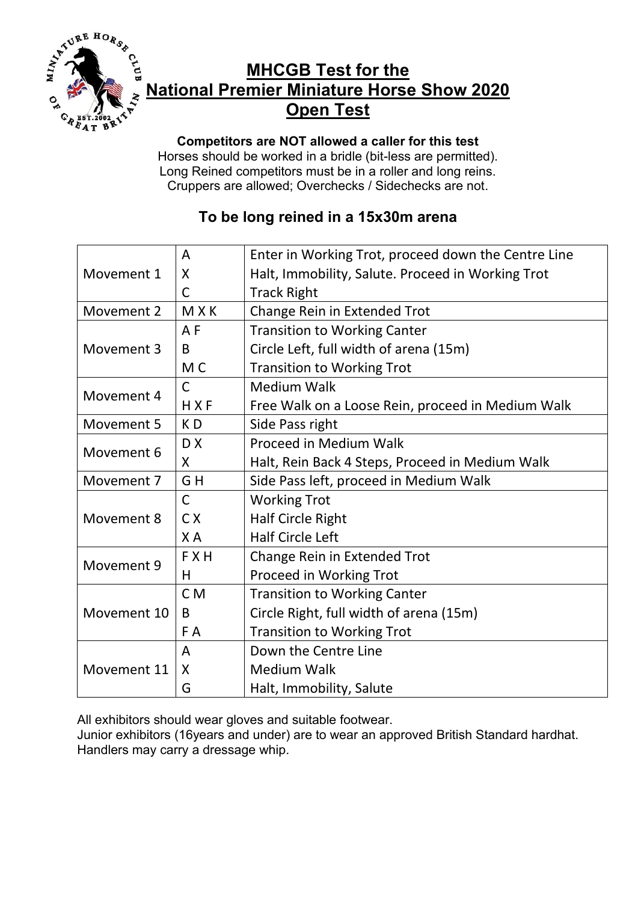# MHCGB Test for the National Premier Miniature Horse Show 2020 Open Test

**Competitors are NOT allowed a caller for this test**

Horses should be worked in a bridle (bit-less are permitted).
Long Reined competitors must be in a roller and long reins.
Cruppers are allowed; Overchecks / Sidechecks are not.

## To be long reined in a 15x30m arena

| | | |
|---|---|---|
| Movement 1 | A | Enter in Working Trot, proceed down the Centre Line |
| | X | Halt, Immobility, Salute. Proceed in Working Trot |
| | C | Track Right |
| Movement 2 | M X K | Change Rein in Extended Trot |
| Movement 3 | A F | Transition to Working Canter |
| | B | Circle Left, full width of arena (15m) |
| | M C | Transition to Working Trot |
| Movement 4 | C | Medium Walk |
| | H X F | Free Walk on a Loose Rein, proceed in Medium Walk |
| Movement 5 | K D | Side Pass right |
| Movement 6 | D X | Proceed in Medium Walk |
| | X | Halt, Rein Back 4 Steps, Proceed in Medium Walk |
| Movement 7 | G H | Side Pass left, proceed in Medium Walk |
| Movement 8 | C | Working Trot |
| | C X | Half Circle Right |
| | X A | Half Circle Left |
| Movement 9 | F X H | Change Rein in Extended Trot |
| | H | Proceed in Working Trot |
| Movement 10 | C M | Transition to Working Canter |
| | B | Circle Right, full width of arena (15m) |
| | F A | Transition to Working Trot |
| Movement 11 | A | Down the Centre Line |
| | X | Medium Walk |
| | G | Halt, Immobility, Salute |

All exhibitors should wear gloves and suitable footwear.
Junior exhibitors (16years and under) are to wear an approved British Standard hardhat.
Handlers may carry a dressage whip.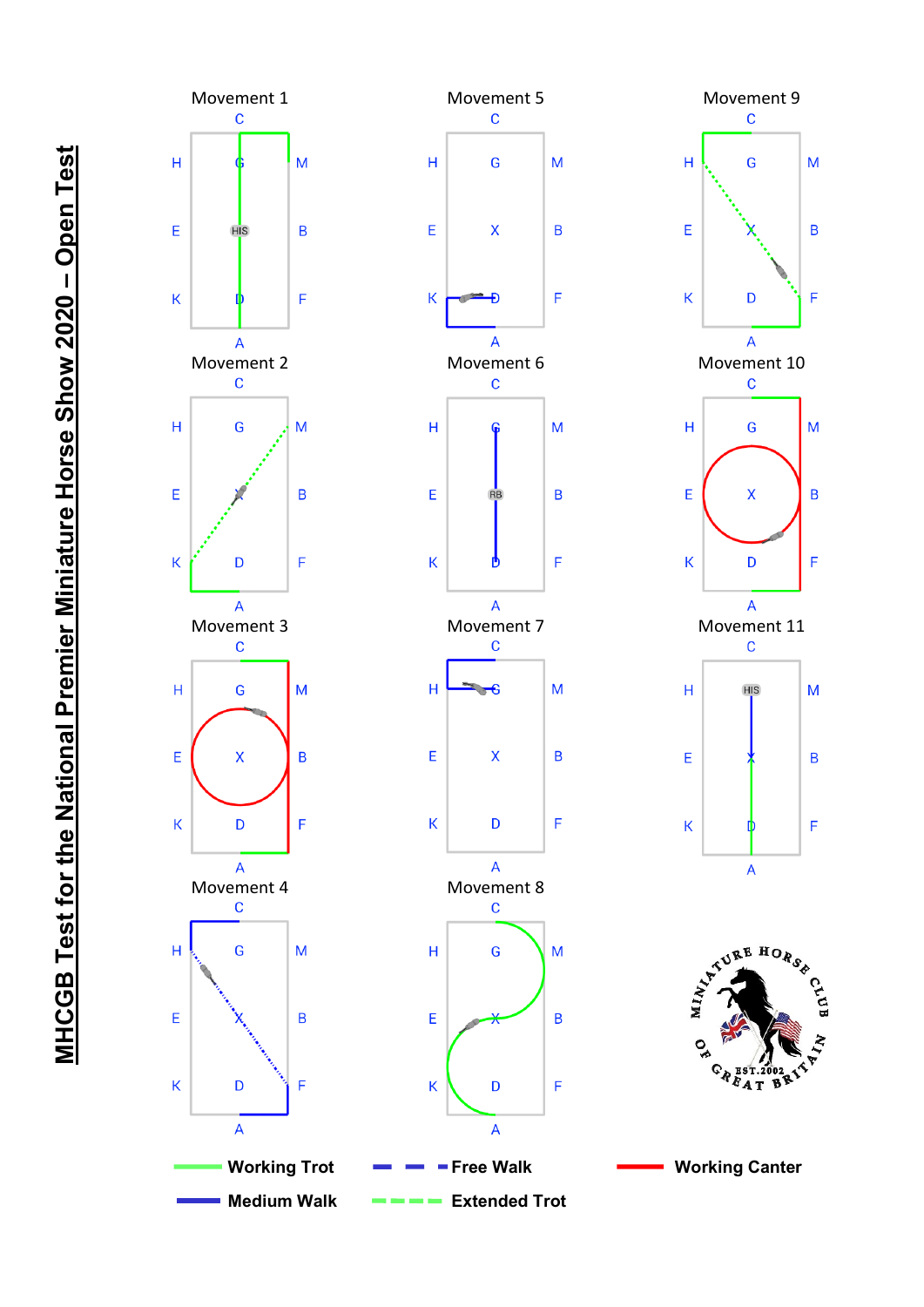# MHCGB Test for the National Premier Miniature Horse Show 2020 – Open Test

Movement 1

C H G M E HIS B K D F A

Movement 2

C H G M E B K D F A

Movement 3

C H G M E X B K D F A

Movement 4

C H G M E X B K D F A

Movement 5

C H G M E X B K D F A

Movement 6

C H G M E RB B K D F A

Movement 7

C H G M E X B K D F A

Movement 8

C H G M E X B K D F A

Movement 9

C H G M E X B K D F A

Movement 10

C H G M E X B K D F A

Movement 11

C H HIS M E X B K D F A

MINIATURE HORSE CLUB OF GREAT BRITAIN EST.2002

Working Trot

Free Walk

Working Canter

Medium Walk

Extended Trot